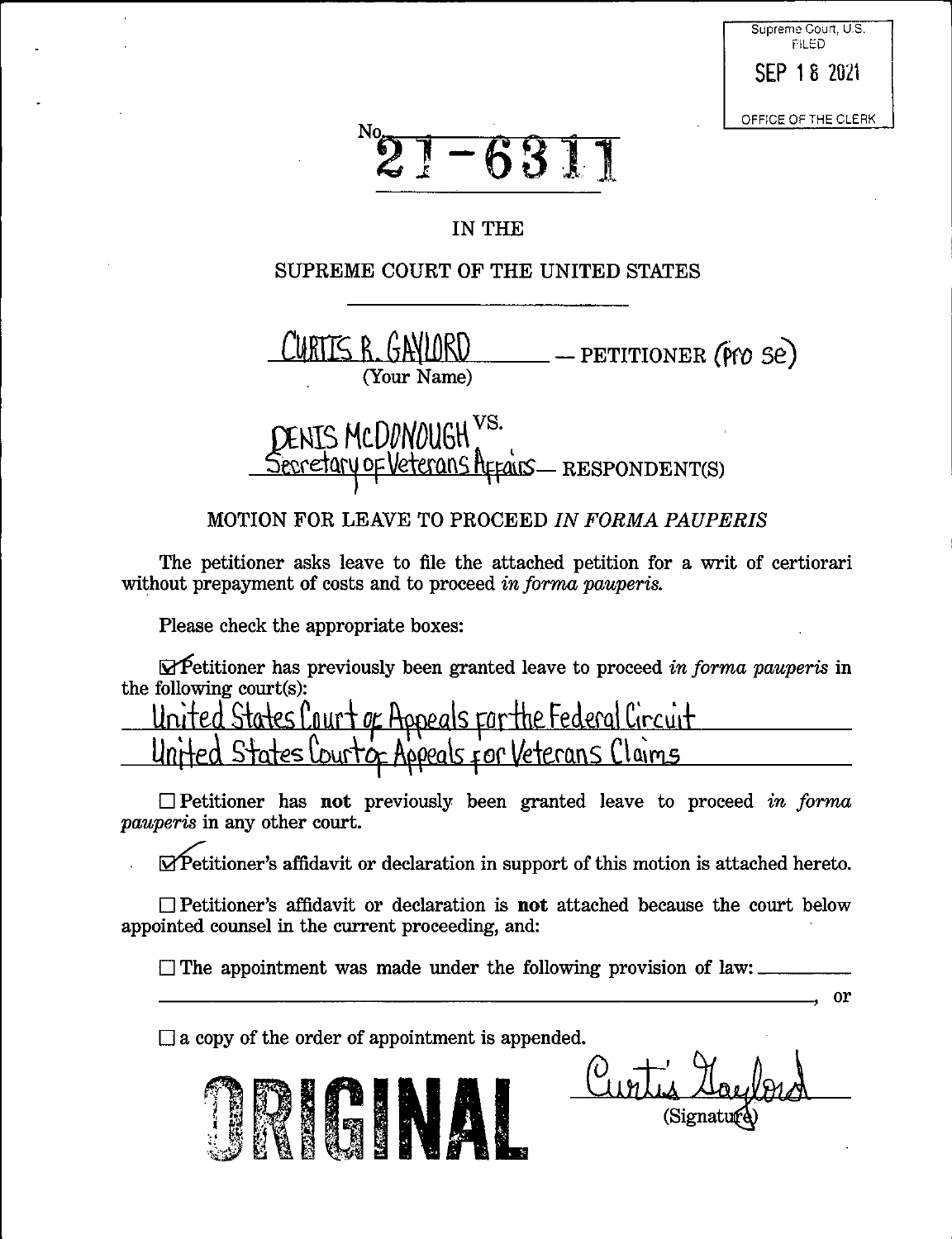Supreme Court, U.S.
FILED
SEP 18 2021
OFFICE OF THE CLERK

No. 21-6311

IN THE

SUPREME COURT OF THE UNITED STATES

---

CURTIS R. GAYLORD — PETITIONER (Pro Se)
(Your Name)

vs.

DENIS McDONOUGH
Secretary of Veterans Affairs — RESPONDENT(S)

MOTION FOR LEAVE TO PROCEED *IN FORMA PAUPERIS*

The petitioner asks leave to file the attached petition for a writ of certiorari without prepayment of costs and to proceed *in forma pauperis.*

Please check the appropriate boxes:

☑ Petitioner has previously been granted leave to proceed *in forma pauperis* in the following court(s):

United States Court of Appeals for the Federal Circuit
United States Court of Appeals for Veterans Claims

☐ Petitioner has **not** previously been granted leave to proceed *in forma pauperis* in any other court.

☑ Petitioner's affidavit or declaration in support of this motion is attached hereto.

☐ Petitioner's affidavit or declaration is **not** attached because the court below appointed counsel in the current proceeding, and:

☐ The appointment was made under the following provision of law: ______________________________, or

☐ a copy of the order of appointment is appended.

ORIGINAL

Curtis Gaylord
(Signature)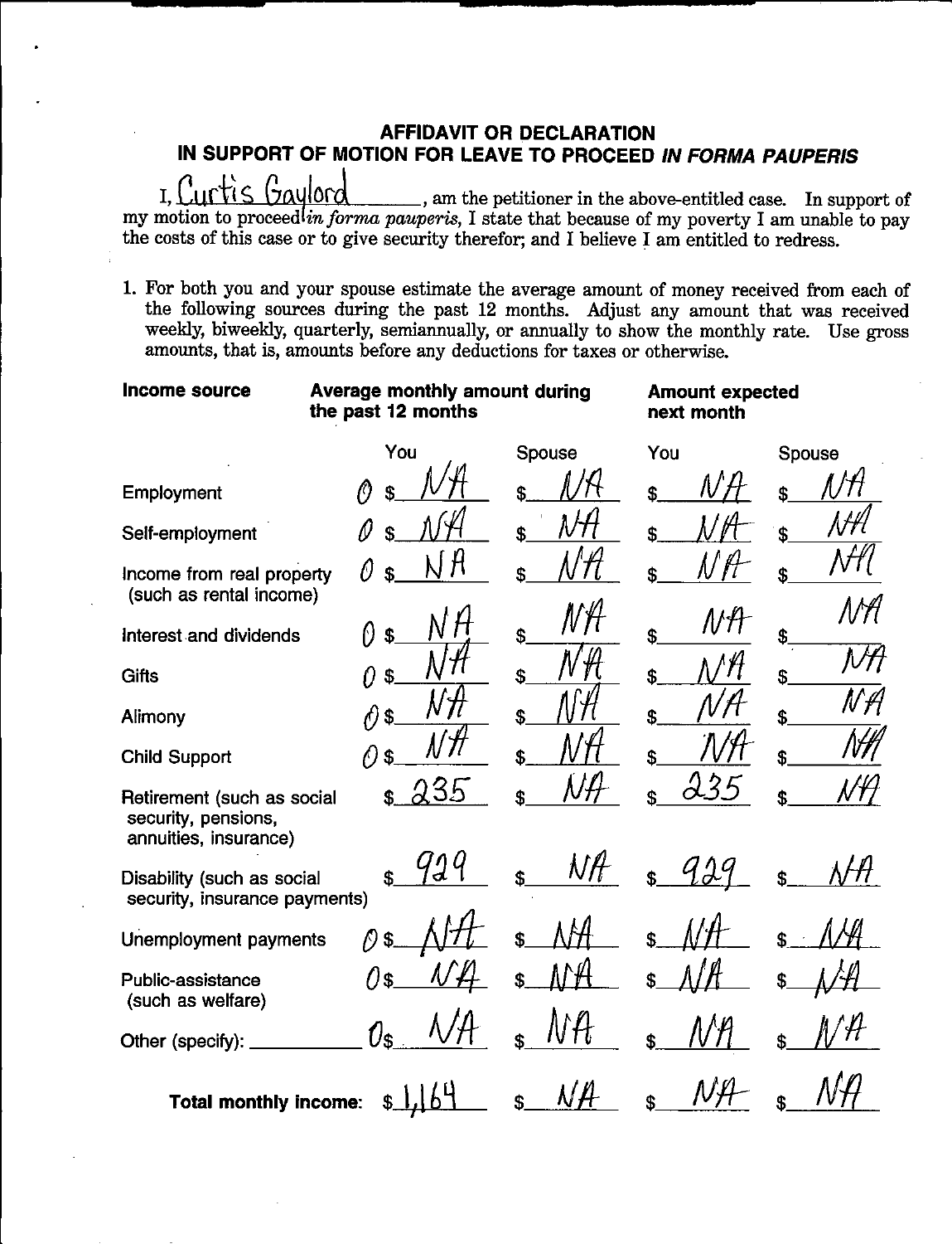## AFFIDAVIT OR DECLARATION
## IN SUPPORT OF MOTION FOR LEAVE TO PROCEED *IN FORMA PAUPERIS*

I, Curtis Gaylord, am the petitioner in the above-entitled case. In support of my motion to proceed *in forma pauperis*, I state that because of my poverty I am unable to pay the costs of this case or to give security therefor; and I believe I am entitled to redress.

1. For both you and your spouse estimate the average amount of money received from each of the following sources during the past 12 months. Adjust any amount that was received weekly, biweekly, quarterly, semiannually, or annually to show the monthly rate. Use gross amounts, that is, amounts before any deductions for taxes or otherwise.

| **Income source** | **Average monthly amount during the past 12 months** | | **Amount expected next month** | |
|---|---|---|---|---|
| | You | Spouse | You | Spouse |
| Employment | 0 $ NA | $ NA | $ NA | $ NA |
| Self-employment | 0 $ NA | $ NA | $ NA | $ NA |
| Income from real property (such as rental income) | 0 $ NA | $ NA | $ NA | $ NA |
| Interest and dividends | 0 $ NA | $ NA | $ NA | $ NA |
| Gifts | 0 $ NA | $ NA | $ NA | $ NA |
| Alimony | 0 $ NA | $ NA | $ NA | $ NA |
| Child Support | 0 $ NA | $ NA | $ NA | $ NA |
| Retirement (such as social security, pensions, annuities, insurance) | $ 235 | $ NA | $ 235 | $ NA |
| Disability (such as social security, insurance payments) | $ 929 | $ NA | $ 929 | $ NA |
| Unemployment payments | 0 $ NA | $ NA | $ NA | $ NA |
| Public-assistance (such as welfare) | 0 $ NA | $ NA | $ NA | $ NA |
| Other (specify): ________ | 0 $ NA | $ NA | $ NA | $ NA |
| **Total monthly income:** | $ 1,164 | $ NA | $ NA | $ NA |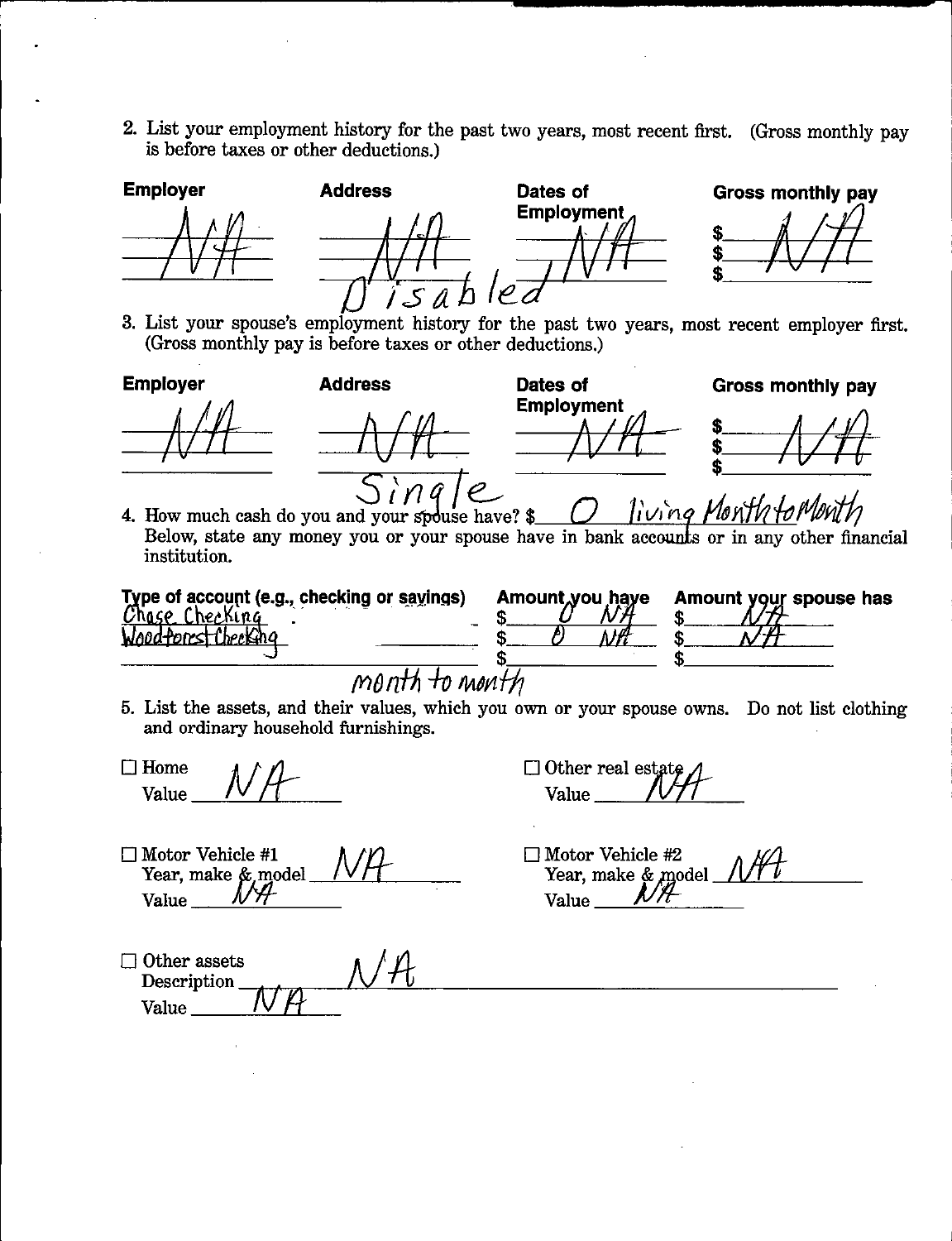2. List your employment history for the past two years, most recent first. (Gross monthly pay is before taxes or other deductions.)

| Employer | Address | Dates of Employment | Gross monthly pay |
|---|---|---|---|
| N/A | N/A | N/A | $ N/A |
| | | | $ |
| | | | $ |

Disabled

3. List your spouse's employment history for the past two years, most recent employer first. (Gross monthly pay is before taxes or other deductions.)

| Employer | Address | Dates of Employment | Gross monthly pay |
|---|---|---|---|
| N/A | N/A | N/A | $ N/A |
| | | | $ |
| | | | $ |

Single

4. How much cash do you and your spouse have? $ 0 living Month to Month

Below, state any money you or your spouse have in bank accounts or in any other financial institution.

| Type of account (e.g., checking or savings) | Amount you have | Amount your spouse has |
|---|---|---|
| Chase Checking | $ 0 NA | $ NA |
| Woodforest Checking | $ 0 NA | $ NA |
| | $ | $ |

month to month

5. List the assets, and their values, which you own or your spouse owns. Do not list clothing and ordinary household furnishings.

☐ Home N/A
Value N/A

☐ Other real estate N/A
Value N/A

☐ Motor Vehicle #1
Year, make & model N/A
Value N/A

☐ Motor Vehicle #2
Year, make & model N/A
Value N/A

☐ Other assets N/A
Description N/A
Value N/A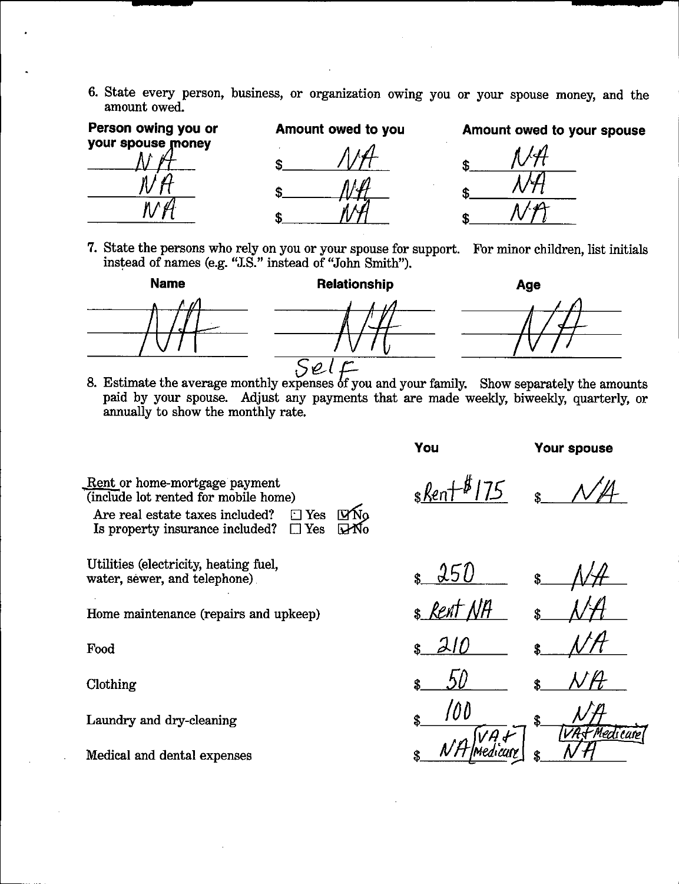6. State every person, business, or organization owing you or your spouse money, and the amount owed.

| Person owing you or your spouse money | Amount owed to you | Amount owed to your spouse |
| --- | --- | --- |
| NA | $ NA | $ NA |
| NA | $ NA | $ NA |
| NA | $ NA | $ NA |

7. State the persons who rely on you or your spouse for support. For minor children, list initials instead of names (e.g. "J.S." instead of "John Smith").

| Name | Relationship | Age |
| --- | --- | --- |
| NA | NA | NA |
| | | |
| | | |

Self

8. Estimate the average monthly expenses of you and your family. Show separately the amounts paid by your spouse. Adjust any payments that are made weekly, biweekly, quarterly, or annually to show the monthly rate.

| | You | Your spouse |
| --- | --- | --- |
| Rent or home-mortgage payment (include lot rented for mobile home)<br>Are real estate taxes included? ☐ Yes ☑ No<br>Is property insurance included? ☐ Yes ☑ No | $ Rent $175 | $ NA |
| Utilities (electricity, heating fuel, water, sewer, and telephone) | $ 250 | $ NA |
| Home maintenance (repairs and upkeep) | $ Rent NA | $ NA |
| Food | $ 210 | $ NA |
| Clothing | $ 50 | $ NA |
| Laundry and dry-cleaning | $ 100 | $ NA |
| Medical and dental expenses | $ NA [VA + Medicare] | $ NA [VA + Medicare] |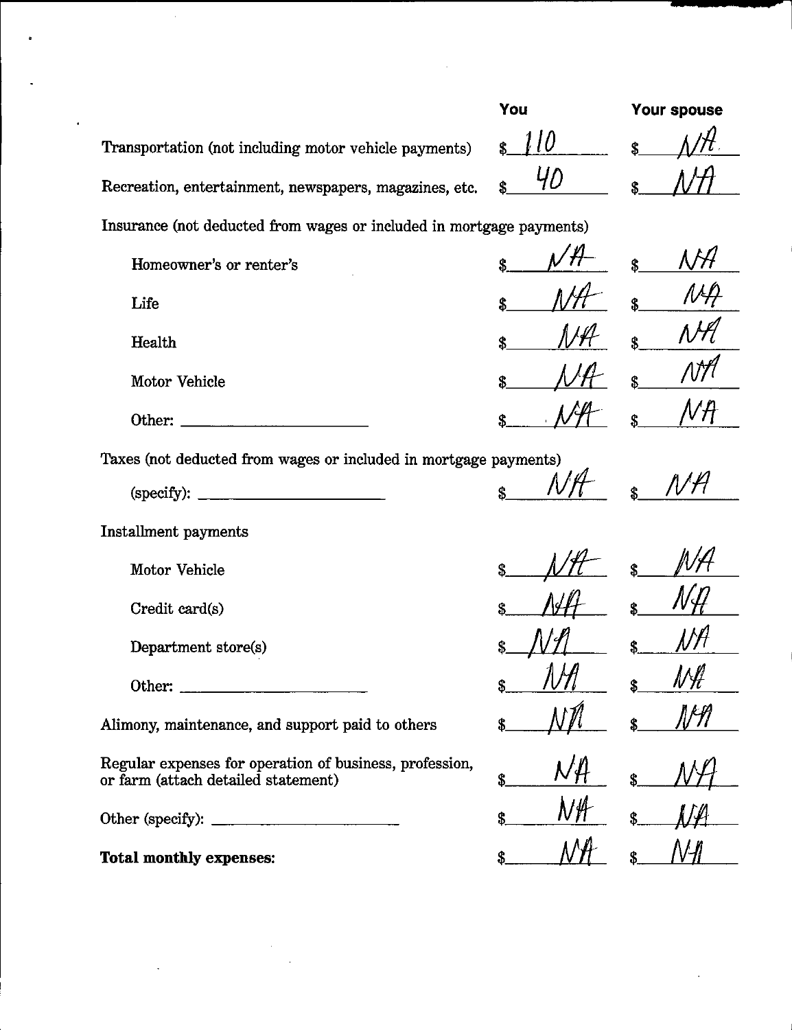| | You | Your spouse |
|---|---|---|
| Transportation (not including motor vehicle payments) | $ 110 | $ NA |
| Recreation, entertainment, newspapers, magazines, etc. | $ 40 | $ NA |
| Insurance (not deducted from wages or included in mortgage payments) | | |
| Homeowner's or renter's | $ NA | $ NA |
| Life | $ NA | $ NA |
| Health | $ NA | $ NA |
| Motor Vehicle | $ NA | $ NA |
| Other: ____________ | $ NA | $ NA |
| Taxes (not deducted from wages or included in mortgage payments) (specify): ____________ | $ NA | $ NA |
| Installment payments | | |
| Motor Vehicle | $ NA | $ NA |
| Credit card(s) | $ NA | $ NA |
| Department store(s) | $ NA | $ NA |
| Other: ____________ | $ NA | $ NA |
| Alimony, maintenance, and support paid to others | $ NA | $ NA |
| Regular expenses for operation of business, profession, or farm (attach detailed statement) | $ NA | $ NA |
| Other (specify): ____________ | $ NA | $ NA |
| **Total monthly expenses:** | $ NA | $ NA |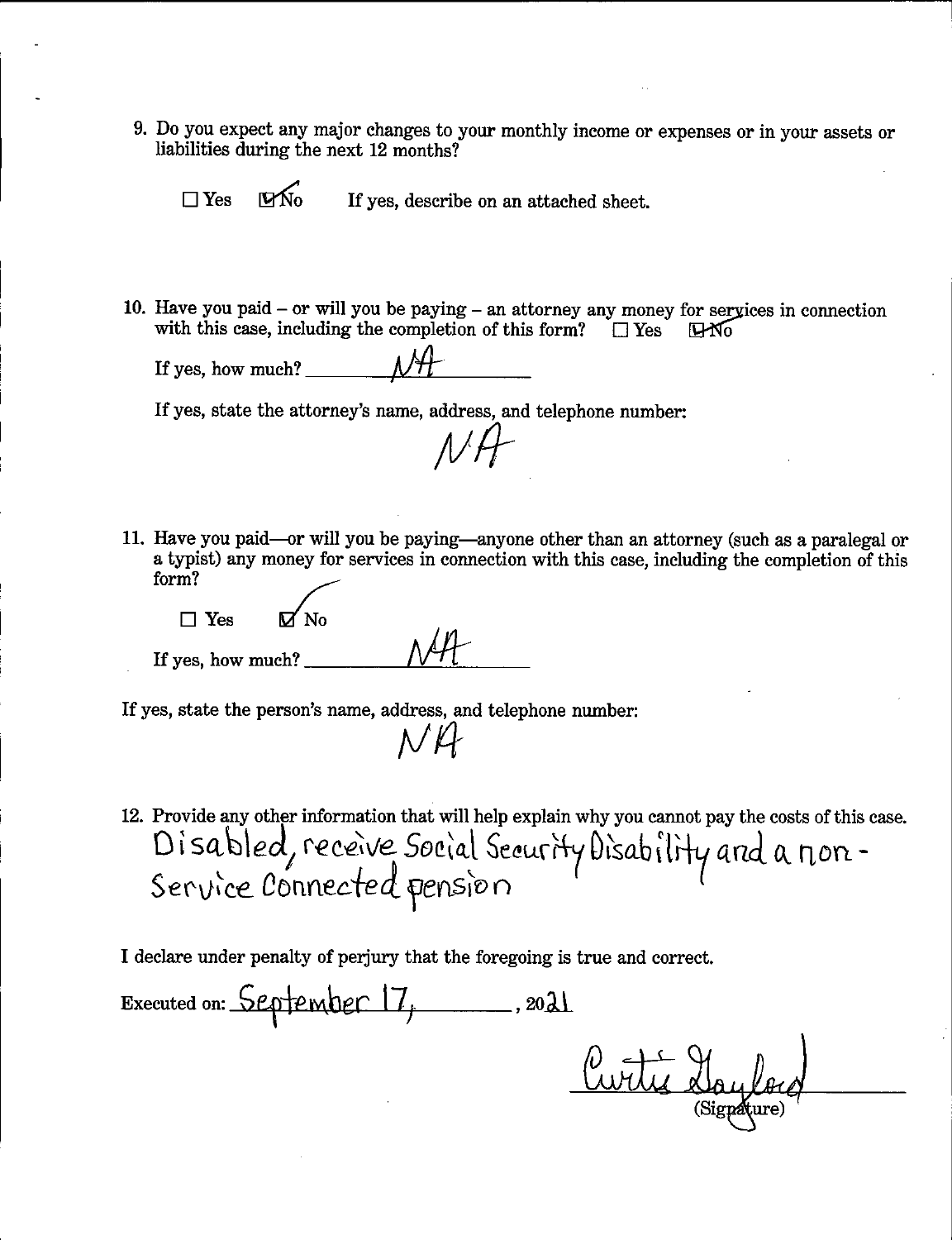9. Do you expect any major changes to your monthly income or expenses or in your assets or liabilities during the next 12 months?

   ☐ Yes ☑ No If yes, describe on an attached sheet.

10. Have you paid – or will you be paying – an attorney any money for services in connection with this case, including the completion of this form? ☐ Yes ☑ No

    If yes, how much? NA

    If yes, state the attorney's name, address, and telephone number:

    NA

11. Have you paid—or will you be paying—anyone other than an attorney (such as a paralegal or a typist) any money for services in connection with this case, including the completion of this form?

    ☐ Yes ☑ No

    If yes, how much? NA

If yes, state the person's name, address, and telephone number:

NA

12. Provide any other information that will help explain why you cannot pay the costs of this case.

    Disabled, receive Social Security Disability and a non-Service Connected pension

I declare under penalty of perjury that the foregoing is true and correct.

Executed on: September 17, 2021

Curtis Gaylord
(Signature)